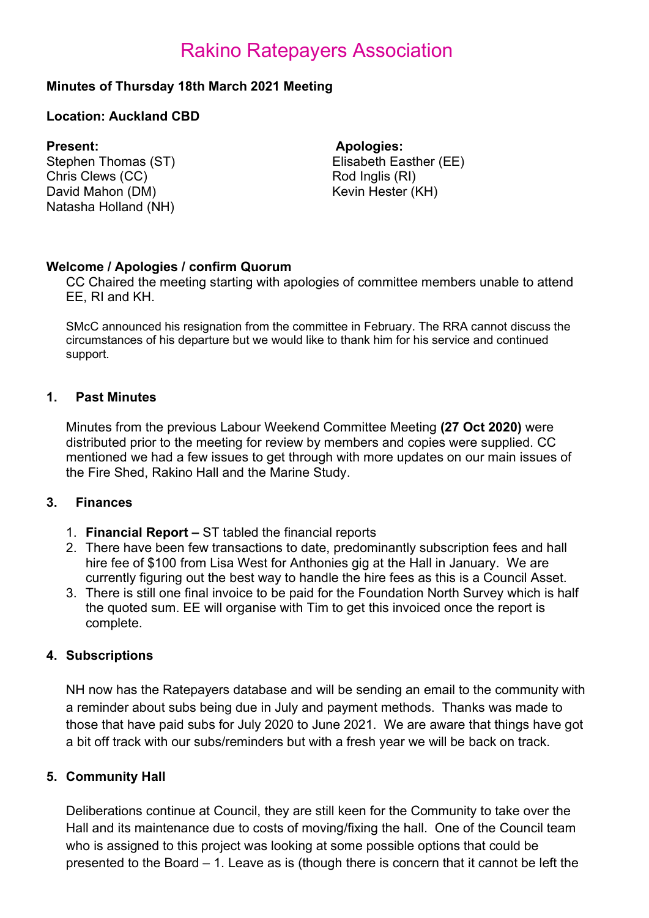# Rakino Ratepayers Association

**Minutes of Thursday 18th March 2021 Meeting**

**Location: Auckland CBD**

**Present:**
Stephen Thomas (ST)
Chris Clews (CC)
David Mahon (DM)
Natasha Holland (NH)

**Apologies:**
Elisabeth Easther (EE)
Rod Inglis (RI)
Kevin Hester (KH)

**Welcome / Apologies / confirm Quorum**

CC Chaired the meeting starting with apologies of committee members unable to attend EE, RI and KH.

SMcC announced his resignation from the committee in February. The RRA cannot discuss the circumstances of his departure but we would like to thank him for his service and continued support.

## 1. Past Minutes

Minutes from the previous Labour Weekend Committee Meeting **(27 Oct 2020)** were distributed prior to the meeting for review by members and copies were supplied. CC mentioned we had a few issues to get through with more updates on our main issues of the Fire Shed, Rakino Hall and the Marine Study.

## 3. Finances

1. **Financial Report –** ST tabled the financial reports
2. There have been few transactions to date, predominantly subscription fees and hall hire fee of $100 from Lisa West for Anthonies gig at the Hall in January. We are currently figuring out the best way to handle the hire fees as this is a Council Asset.
3. There is still one final invoice to be paid for the Foundation North Survey which is half the quoted sum. EE will organise with Tim to get this invoiced once the report is complete.

## 4. Subscriptions

NH now has the Ratepayers database and will be sending an email to the community with a reminder about subs being due in July and payment methods. Thanks was made to those that have paid subs for July 2020 to June 2021. We are aware that things have got a bit off track with our subs/reminders but with a fresh year we will be back on track.

## 5. Community Hall

Deliberations continue at Council, they are still keen for the Community to take over the Hall and its maintenance due to costs of moving/fixing the hall. One of the Council team who is assigned to this project was looking at some possible options that could be presented to the Board – 1. Leave as is (though there is concern that it cannot be left the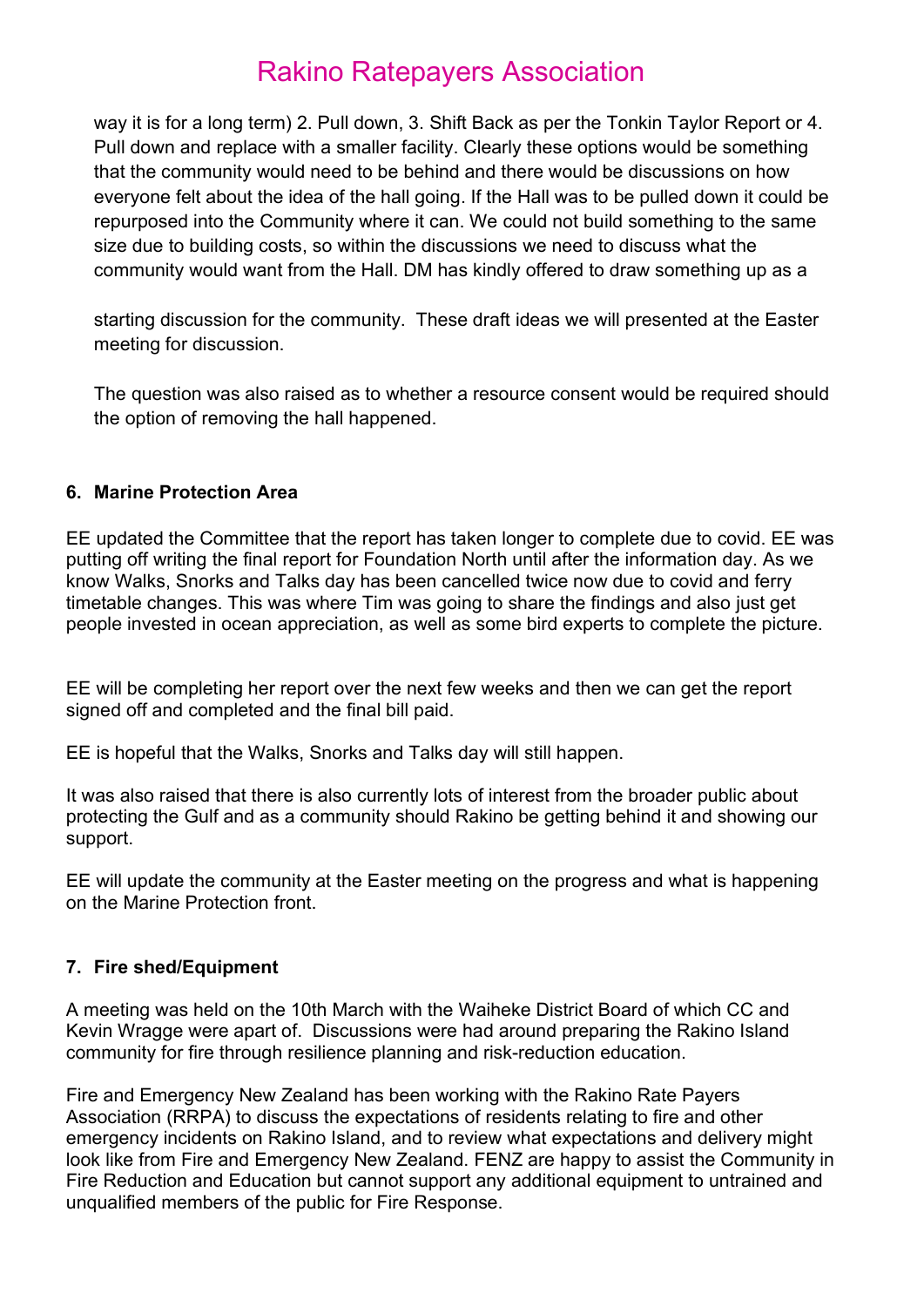way it is for a long term) 2. Pull down, 3. Shift Back as per the Tonkin Taylor Report or 4. Pull down and replace with a smaller facility. Clearly these options would be something that the community would need to be behind and there would be discussions on how everyone felt about the idea of the hall going. If the Hall was to be pulled down it could be repurposed into the Community where it can. We could not build something to the same size due to building costs, so within the discussions we need to discuss what the community would want from the Hall. DM has kindly offered to draw something up as a

starting discussion for the community. These draft ideas we will presented at the Easter meeting for discussion.

The question was also raised as to whether a resource consent would be required should the option of removing the hall happened.

### 6. Marine Protection Area

EE updated the Committee that the report has taken longer to complete due to covid. EE was putting off writing the final report for Foundation North until after the information day. As we know Walks, Snorks and Talks day has been cancelled twice now due to covid and ferry timetable changes. This was where Tim was going to share the findings and also just get people invested in ocean appreciation, as well as some bird experts to complete the picture.

EE will be completing her report over the next few weeks and then we can get the report signed off and completed and the final bill paid.

EE is hopeful that the Walks, Snorks and Talks day will still happen.

It was also raised that there is also currently lots of interest from the broader public about protecting the Gulf and as a community should Rakino be getting behind it and showing our support.

EE will update the community at the Easter meeting on the progress and what is happening on the Marine Protection front.

### 7. Fire shed/Equipment

A meeting was held on the 10th March with the Waiheke District Board of which CC and Kevin Wragge were apart of. Discussions were had around preparing the Rakino Island community for fire through resilience planning and risk-reduction education.

Fire and Emergency New Zealand has been working with the Rakino Rate Payers Association (RRPA) to discuss the expectations of residents relating to fire and other emergency incidents on Rakino Island, and to review what expectations and delivery might look like from Fire and Emergency New Zealand. FENZ are happy to assist the Community in Fire Reduction and Education but cannot support any additional equipment to untrained and unqualified members of the public for Fire Response.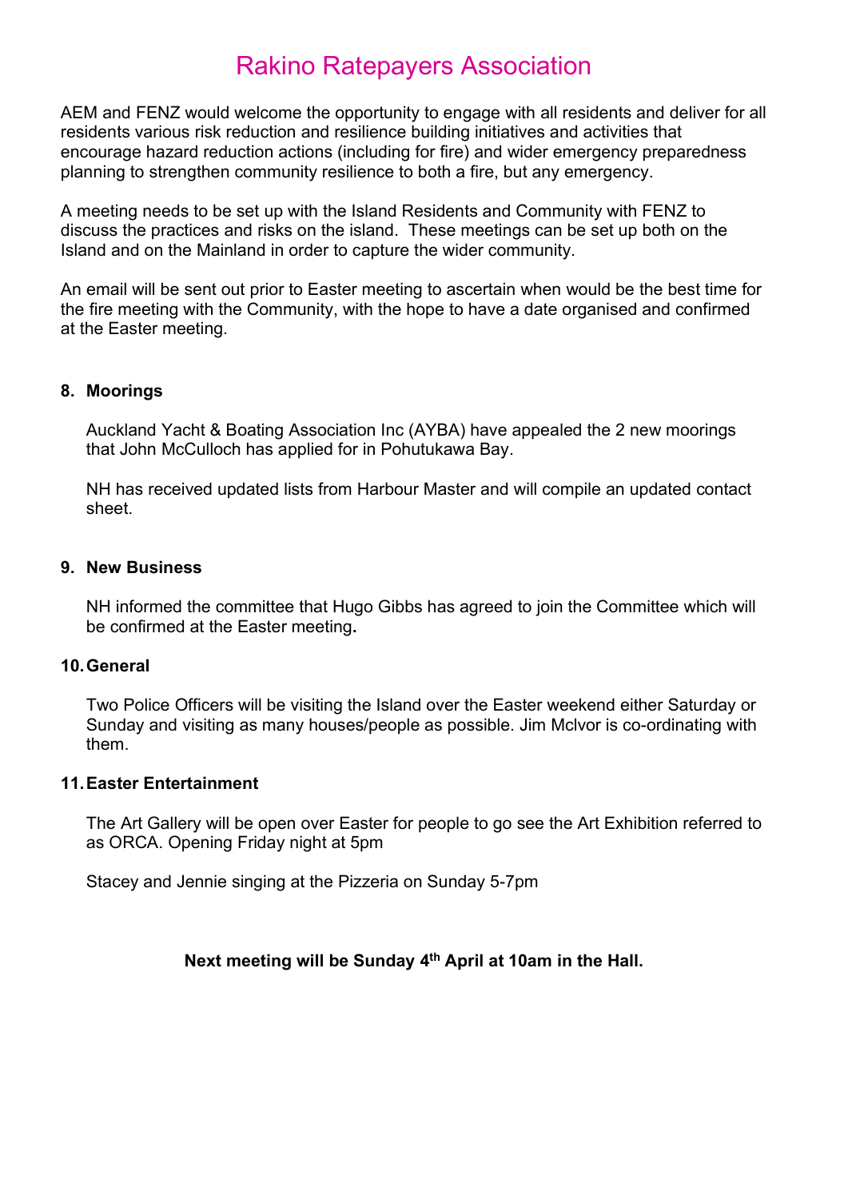# Rakino Ratepayers Association

AEM and FENZ would welcome the opportunity to engage with all residents and deliver for all residents various risk reduction and resilience building initiatives and activities that encourage hazard reduction actions (including for fire) and wider emergency preparedness planning to strengthen community resilience to both a fire, but any emergency.

A meeting needs to be set up with the Island Residents and Community with FENZ to discuss the practices and risks on the island. These meetings can be set up both on the Island and on the Mainland in order to capture the wider community.

An email will be sent out prior to Easter meeting to ascertain when would be the best time for the fire meeting with the Community, with the hope to have a date organised and confirmed at the Easter meeting.

**8. Moorings**

Auckland Yacht & Boating Association Inc (AYBA) have appealed the 2 new moorings that John McCulloch has applied for in Pohutukawa Bay.

NH has received updated lists from Harbour Master and will compile an updated contact sheet.

**9. New Business**

NH informed the committee that Hugo Gibbs has agreed to join the Committee which will be confirmed at the Easter meeting**.**

**10. General**

Two Police Officers will be visiting the Island over the Easter weekend either Saturday or Sunday and visiting as many houses/people as possible. Jim Mclvor is co-ordinating with them.

**11. Easter Entertainment**

The Art Gallery will be open over Easter for people to go see the Art Exhibition referred to as ORCA. Opening Friday night at 5pm

Stacey and Jennie singing at the Pizzeria on Sunday 5-7pm

**Next meeting will be Sunday 4th April at 10am in the Hall.**